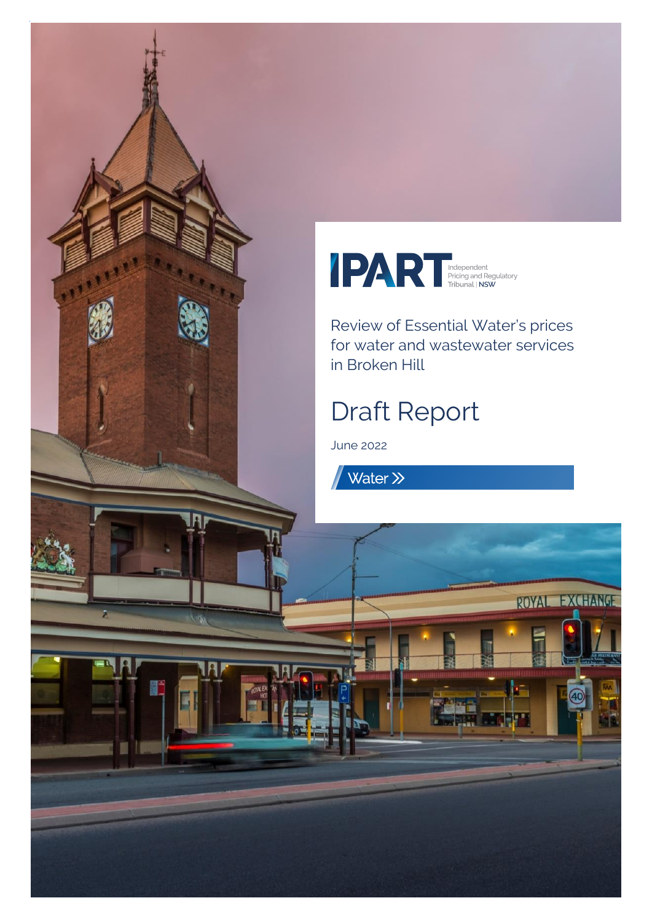IPART Independent Pricing and Regulatory Tribunal | NSW

# Review of Essential Water's prices for water and wastewater services in Broken Hill

## Draft Report

June 2022

Water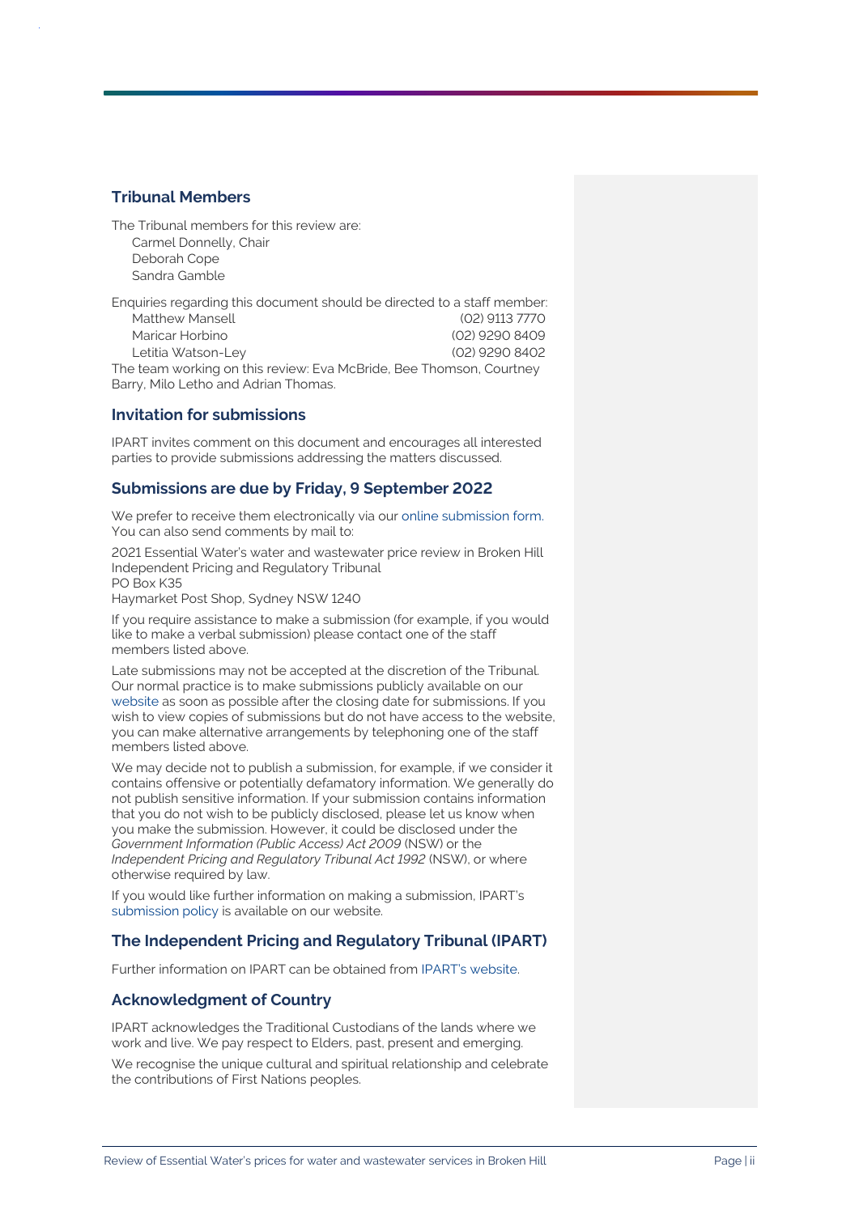## Tribunal Members

The Tribunal members for this review are:
Carmel Donnelly, Chair
Deborah Cope
Sandra Gamble

Enquiries regarding this document should be directed to a staff member:

| | |
|---|---|
| Matthew Mansell | (02) 9113 7770 |
| Maricar Horbino | (02) 9290 8409 |
| Letitia Watson-Ley | (02) 9290 8402 |

The team working on this review: Eva McBride, Bee Thomson, Courtney Barry, Milo Letho and Adrian Thomas.

## Invitation for submissions

IPART invites comment on this document and encourages all interested parties to provide submissions addressing the matters discussed.

## Submissions are due by Friday, 9 September 2022

We prefer to receive them electronically via our online submission form. You can also send comments by mail to:

2021 Essential Water's water and wastewater price review in Broken Hill
Independent Pricing and Regulatory Tribunal
PO Box K35
Haymarket Post Shop, Sydney NSW 1240

If you require assistance to make a submission (for example, if you would like to make a verbal submission) please contact one of the staff members listed above.

Late submissions may not be accepted at the discretion of the Tribunal. Our normal practice is to make submissions publicly available on our website as soon as possible after the closing date for submissions. If you wish to view copies of submissions but do not have access to the website, you can make alternative arrangements by telephoning one of the staff members listed above.

We may decide not to publish a submission, for example, if we consider it contains offensive or potentially defamatory information. We generally do not publish sensitive information. If your submission contains information that you do not wish to be publicly disclosed, please let us know when you make the submission. However, it could be disclosed under the *Government Information (Public Access) Act 2009* (NSW) or the *Independent Pricing and Regulatory Tribunal Act 1992* (NSW), or where otherwise required by law.

If you would like further information on making a submission, IPART's submission policy is available on our website.

## The Independent Pricing and Regulatory Tribunal (IPART)

Further information on IPART can be obtained from IPART's website.

## Acknowledgment of Country

IPART acknowledges the Traditional Custodians of the lands where we work and live. We pay respect to Elders, past, present and emerging.

We recognise the unique cultural and spiritual relationship and celebrate the contributions of First Nations peoples.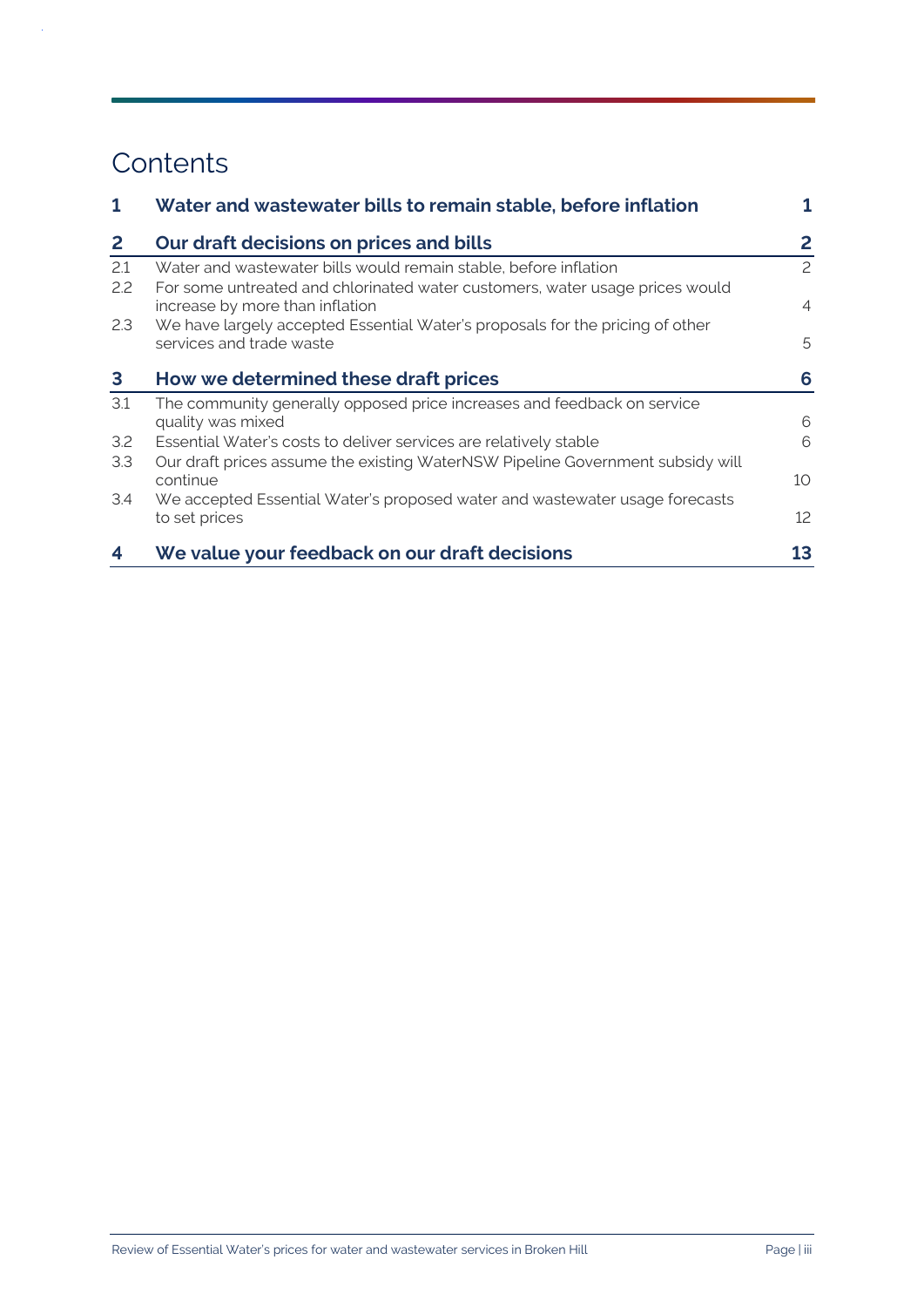# Contents

| | | |
|---|---|---|
| **1** | **Water and wastewater bills to remain stable, before inflation** | **1** |
| **2** | **Our draft decisions on prices and bills** | **2** |
| 2.1 | Water and wastewater bills would remain stable, before inflation | 2 |
| 2.2 | For some untreated and chlorinated water customers, water usage prices would increase by more than inflation | 4 |
| 2.3 | We have largely accepted Essential Water's proposals for the pricing of other services and trade waste | 5 |
| **3** | **How we determined these draft prices** | **6** |
| 3.1 | The community generally opposed price increases and feedback on service quality was mixed | 6 |
| 3.2 | Essential Water's costs to deliver services are relatively stable | 6 |
| 3.3 | Our draft prices assume the existing WaterNSW Pipeline Government subsidy will continue | 10 |
| 3.4 | We accepted Essential Water's proposed water and wastewater usage forecasts to set prices | 12 |
| **4** | **We value your feedback on our draft decisions** | **13** |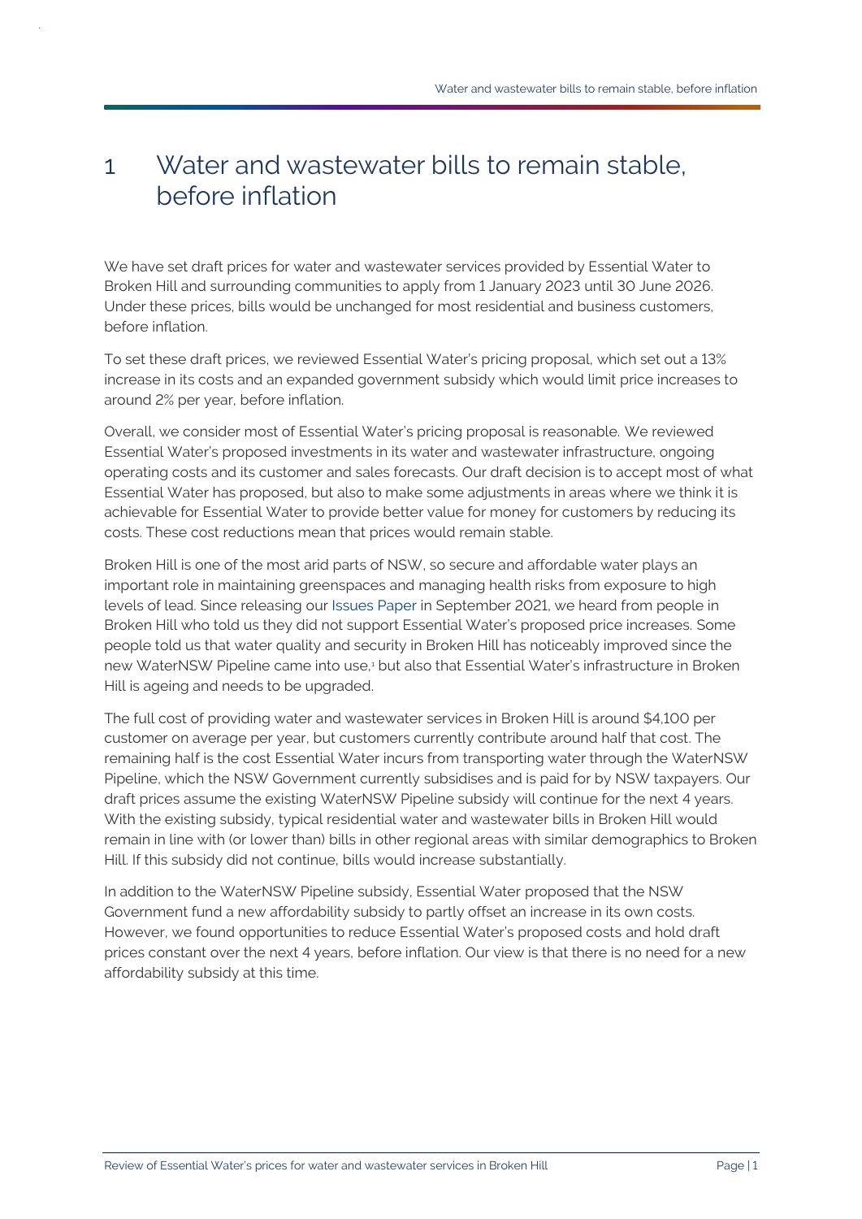# 1 Water and wastewater bills to remain stable, before inflation

We have set draft prices for water and wastewater services provided by Essential Water to Broken Hill and surrounding communities to apply from 1 January 2023 until 30 June 2026. Under these prices, bills would be unchanged for most residential and business customers, before inflation.

To set these draft prices, we reviewed Essential Water's pricing proposal, which set out a 13% increase in its costs and an expanded government subsidy which would limit price increases to around 2% per year, before inflation.

Overall, we consider most of Essential Water's pricing proposal is reasonable. We reviewed Essential Water's proposed investments in its water and wastewater infrastructure, ongoing operating costs and its customer and sales forecasts. Our draft decision is to accept most of what Essential Water has proposed, but also to make some adjustments in areas where we think it is achievable for Essential Water to provide better value for money for customers by reducing its costs. These cost reductions mean that prices would remain stable.

Broken Hill is one of the most arid parts of NSW, so secure and affordable water plays an important role in maintaining greenspaces and managing health risks from exposure to high levels of lead. Since releasing our Issues Paper in September 2021, we heard from people in Broken Hill who told us they did not support Essential Water's proposed price increases. Some people told us that water quality and security in Broken Hill has noticeably improved since the new WaterNSW Pipeline came into use,[1] but also that Essential Water's infrastructure in Broken Hill is ageing and needs to be upgraded.

The full cost of providing water and wastewater services in Broken Hill is around $4,100 per customer on average per year, but customers currently contribute around half that cost. The remaining half is the cost Essential Water incurs from transporting water through the WaterNSW Pipeline, which the NSW Government currently subsidises and is paid for by NSW taxpayers. Our draft prices assume the existing WaterNSW Pipeline subsidy will continue for the next 4 years. With the existing subsidy, typical residential water and wastewater bills in Broken Hill would remain in line with (or lower than) bills in other regional areas with similar demographics to Broken Hill. If this subsidy did not continue, bills would increase substantially.

In addition to the WaterNSW Pipeline subsidy, Essential Water proposed that the NSW Government fund a new affordability subsidy to partly offset an increase in its own costs. However, we found opportunities to reduce Essential Water's proposed costs and hold draft prices constant over the next 4 years, before inflation. Our view is that there is no need for a new affordability subsidy at this time.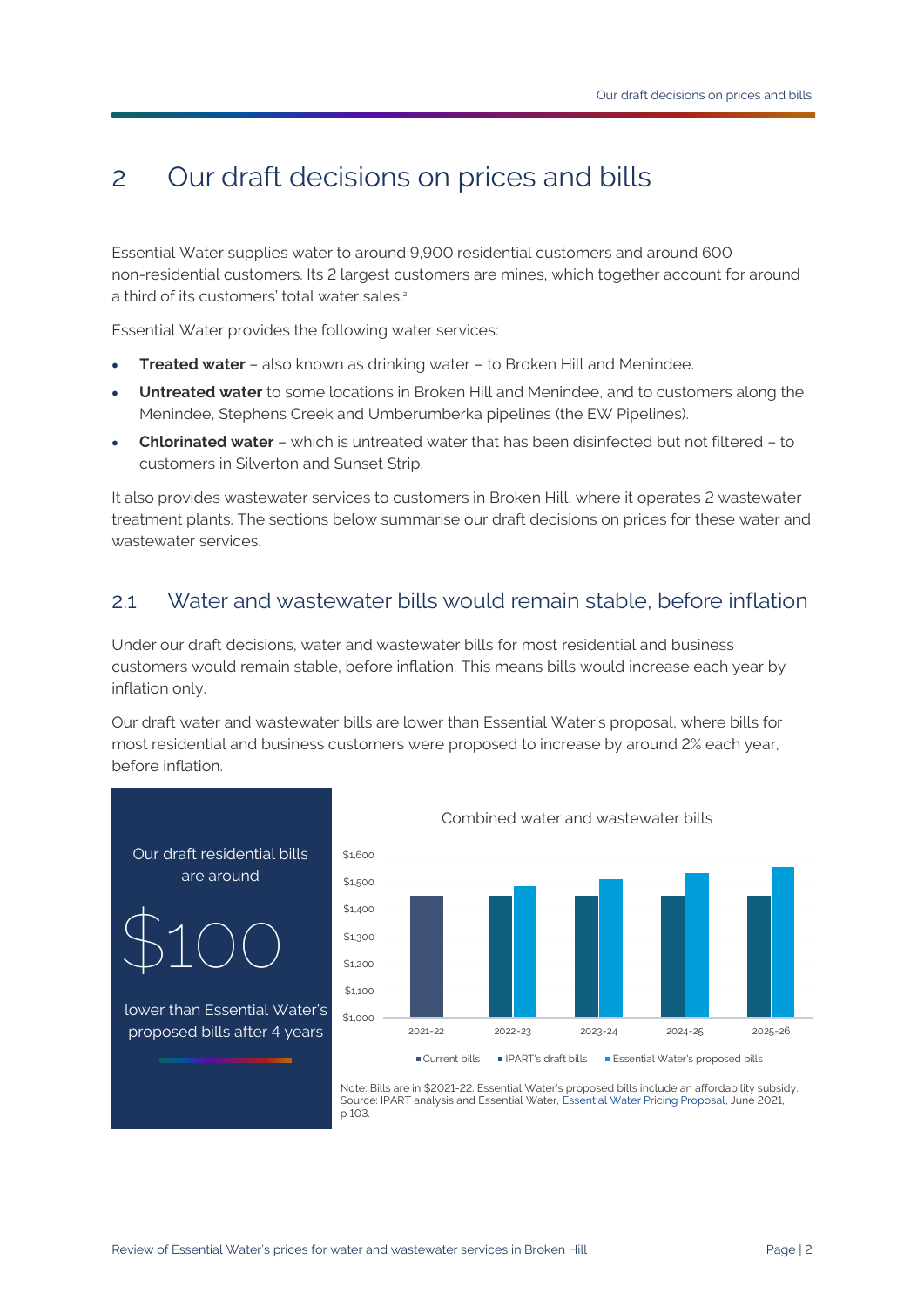# 2 Our draft decisions on prices and bills

Essential Water supplies water to around 9,900 residential customers and around 600 non-residential customers. Its 2 largest customers are mines, which together account for around a third of its customers' total water sales.[2]

Essential Water provides the following water services:

- **Treated water** – also known as drinking water – to Broken Hill and Menindee.
- **Untreated water** to some locations in Broken Hill and Menindee, and to customers along the Menindee, Stephens Creek and Umberumberka pipelines (the EW Pipelines).
- **Chlorinated water** – which is untreated water that has been disinfected but not filtered – to customers in Silverton and Sunset Strip.

It also provides wastewater services to customers in Broken Hill, where it operates 2 wastewater treatment plants. The sections below summarise our draft decisions on prices for these water and wastewater services.

## 2.1 Water and wastewater bills would remain stable, before inflation

Under our draft decisions, water and wastewater bills for most residential and business customers would remain stable, before inflation. This means bills would increase each year by inflation only.

Our draft water and wastewater bills are lower than Essential Water's proposal, where bills for most residential and business customers were proposed to increase by around 2% each year, before inflation.

Our draft residential bills are around

$100

lower than Essential Water's proposed bills after 4 years

Combined water and wastewater bills

Legend: Current bills; IPART's draft bills; Essential Water's proposed bills

Years: 2021-22, 2022-23, 2023-24, 2024-25, 2025-26 (y-axis $1,000 to $1,600)

Note: Bills are in $2021-22. Essential Water's proposed bills include an affordability subsidy.
Source: IPART analysis and Essential Water, Essential Water Pricing Proposal, June 2021, p 103.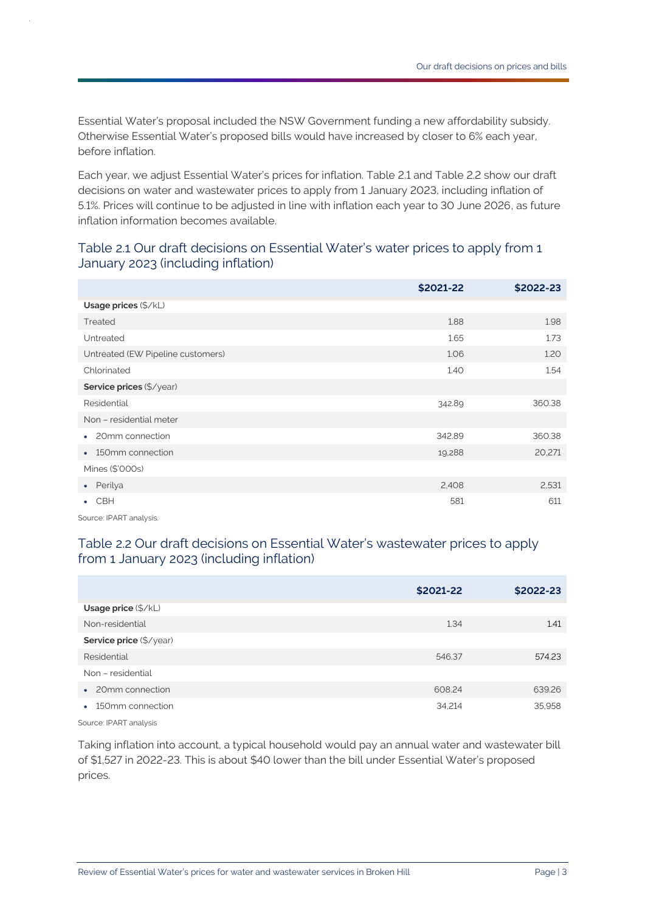Essential Water's proposal included the NSW Government funding a new affordability subsidy. Otherwise Essential Water's proposed bills would have increased by closer to 6% each year, before inflation.

Each year, we adjust Essential Water's prices for inflation. Table 2.1 and Table 2.2 show our draft decisions on water and wastewater prices to apply from 1 January 2023, including inflation of 5.1%. Prices will continue to be adjusted in line with inflation each year to 30 June 2026, as future inflation information becomes available.

### Table 2.1 Our draft decisions on Essential Water's water prices to apply from 1 January 2023 (including inflation)

| | $2021-22 | $2022-23 |
|---|---|---|
| **Usage prices** ($/kL) | | |
| Treated | 1.88 | 1.98 |
| Untreated | 1.65 | 1.73 |
| Untreated (EW Pipeline customers) | 1.06 | 1.20 |
| Chlorinated | 1.40 | 1.54 |
| **Service prices** ($/year) | | |
| Residential | 342.89 | 360.38 |
| Non – residential meter | | |
| • 20mm connection | 342.89 | 360.38 |
| • 150mm connection | 19,288 | 20,271 |
| Mines ($'000s) | | |
| • Perilya | 2,408 | 2,531 |
| • CBH | 581 | 611 |

Source: IPART analysis.

### Table 2.2 Our draft decisions on Essential Water's wastewater prices to apply from 1 January 2023 (including inflation)

| | $2021-22 | $2022-23 |
|---|---|---|
| **Usage price** ($/kL) | | |
| Non-residential | 1.34 | 1.41 |
| **Service price** ($/year) | | |
| Residential | 546.37 | 574.23 |
| Non – residential | | |
| • 20mm connection | 608.24 | 639.26 |
| • 150mm connection | 34,214 | 35,958 |

Source: IPART analysis

Taking inflation into account, a typical household would pay an annual water and wastewater bill of $1,527 in 2022-23. This is about $40 lower than the bill under Essential Water's proposed prices.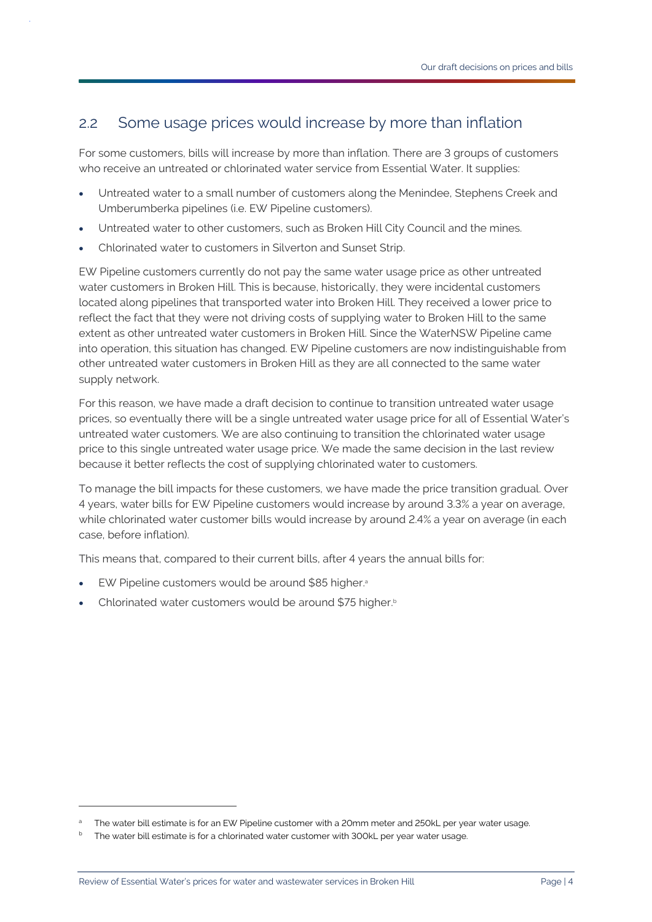## 2.2 Some usage prices would increase by more than inflation

For some customers, bills will increase by more than inflation. There are 3 groups of customers who receive an untreated or chlorinated water service from Essential Water. It supplies:

- Untreated water to a small number of customers along the Menindee, Stephens Creek and Umberumberka pipelines (i.e. EW Pipeline customers).
- Untreated water to other customers, such as Broken Hill City Council and the mines.
- Chlorinated water to customers in Silverton and Sunset Strip.

EW Pipeline customers currently do not pay the same water usage price as other untreated water customers in Broken Hill. This is because, historically, they were incidental customers located along pipelines that transported water into Broken Hill. They received a lower price to reflect the fact that they were not driving costs of supplying water to Broken Hill to the same extent as other untreated water customers in Broken Hill. Since the WaterNSW Pipeline came into operation, this situation has changed. EW Pipeline customers are now indistinguishable from other untreated water customers in Broken Hill as they are all connected to the same water supply network.

For this reason, we have made a draft decision to continue to transition untreated water usage prices, so eventually there will be a single untreated water usage price for all of Essential Water's untreated water customers. We are also continuing to transition the chlorinated water usage price to this single untreated water usage price. We made the same decision in the last review because it better reflects the cost of supplying chlorinated water to customers.

To manage the bill impacts for these customers, we have made the price transition gradual. Over 4 years, water bills for EW Pipeline customers would increase by around 3.3% a year on average, while chlorinated water customer bills would increase by around 2.4% a year on average (in each case, before inflation).

This means that, compared to their current bills, after 4 years the annual bills for:

- EW Pipeline customers would be around $85 higher.[a]
- Chlorinated water customers would be around $75 higher.[b]

---

[a] The water bill estimate is for an EW Pipeline customer with a 20mm meter and 250kL per year water usage.

[b] The water bill estimate is for a chlorinated water customer with 300kL per year water usage.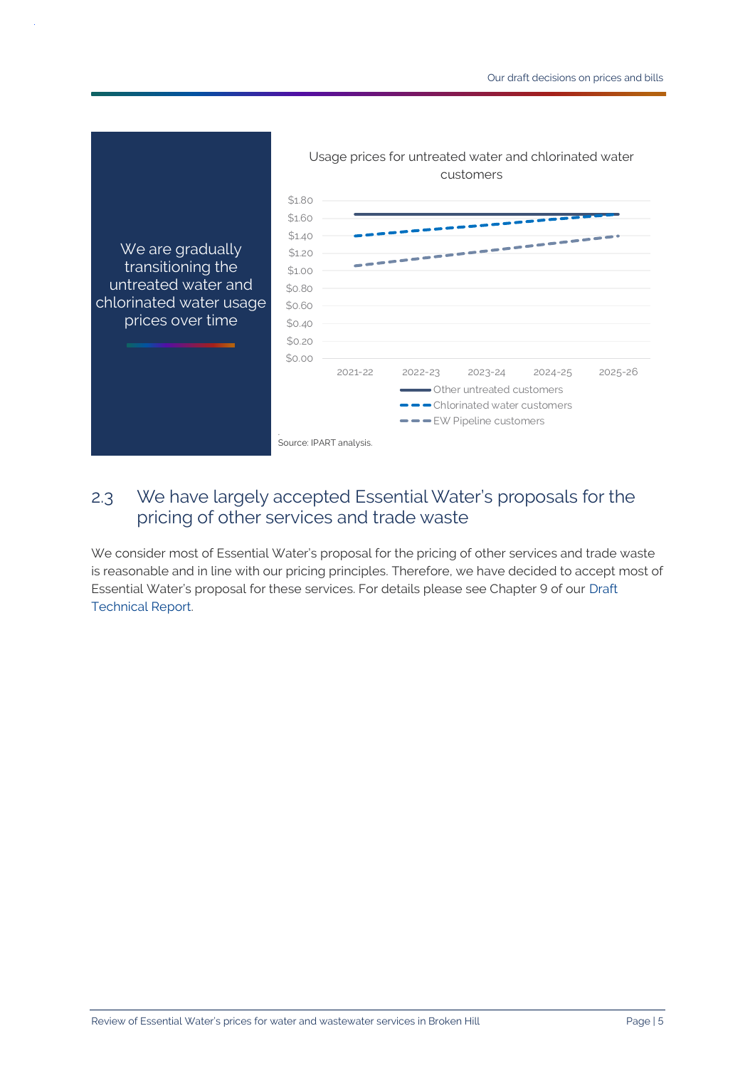We are gradually transitioning the untreated water and chlorinated water usage prices over time

Usage prices for untreated water and chlorinated water customers

Source: IPART analysis.

## 2.3 We have largely accepted Essential Water's proposals for the pricing of other services and trade waste

We consider most of Essential Water's proposal for the pricing of other services and trade waste is reasonable and in line with our pricing principles. Therefore, we have decided to accept most of Essential Water's proposal for these services. For details please see Chapter 9 of our Draft Technical Report.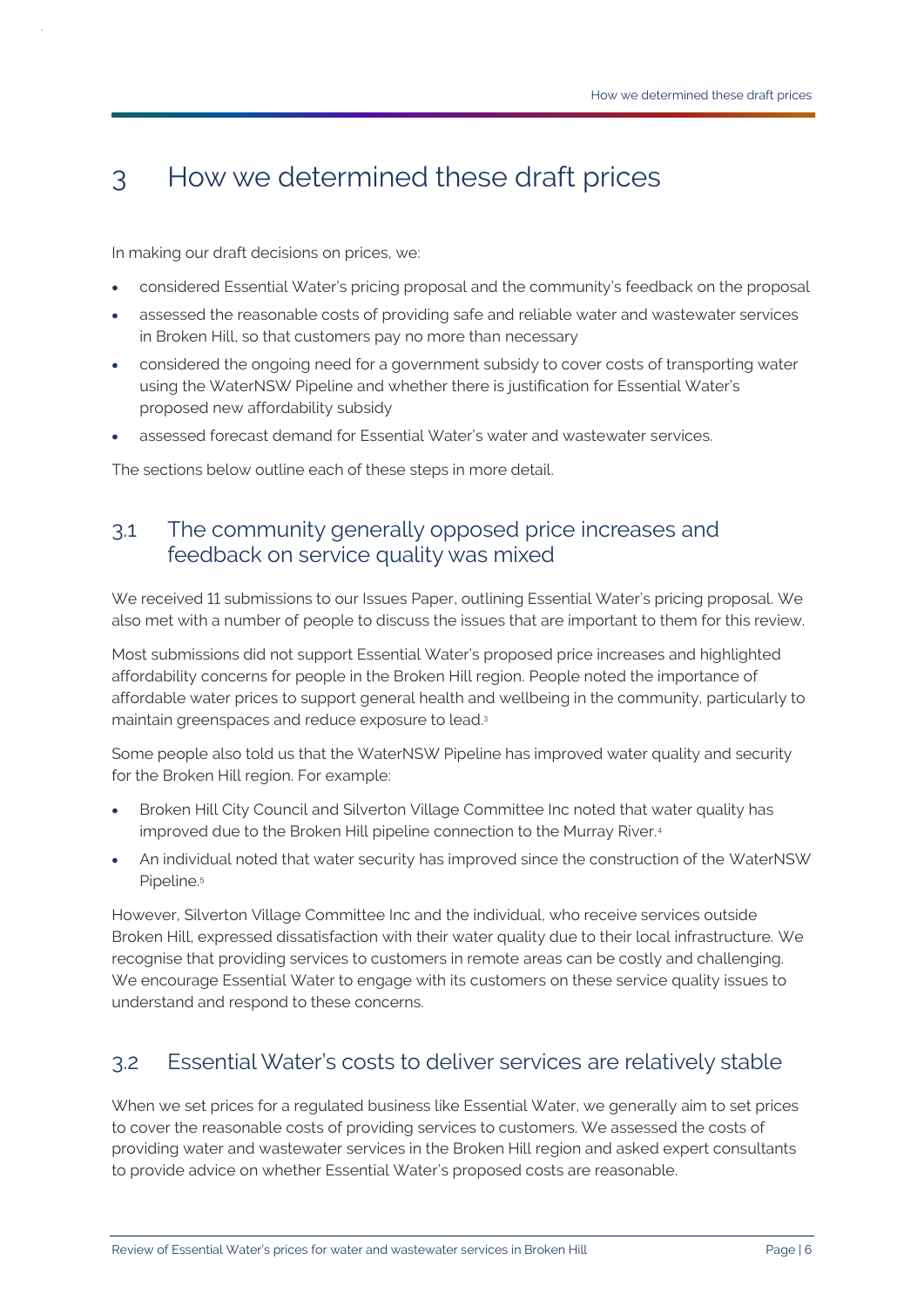# 3 How we determined these draft prices

In making our draft decisions on prices, we:

- considered Essential Water's pricing proposal and the community's feedback on the proposal
- assessed the reasonable costs of providing safe and reliable water and wastewater services in Broken Hill, so that customers pay no more than necessary
- considered the ongoing need for a government subsidy to cover costs of transporting water using the WaterNSW Pipeline and whether there is justification for Essential Water's proposed new affordability subsidy
- assessed forecast demand for Essential Water's water and wastewater services.

The sections below outline each of these steps in more detail.

## 3.1 The community generally opposed price increases and feedback on service quality was mixed

We received 11 submissions to our Issues Paper, outlining Essential Water's pricing proposal. We also met with a number of people to discuss the issues that are important to them for this review.

Most submissions did not support Essential Water's proposed price increases and highlighted affordability concerns for people in the Broken Hill region. People noted the importance of affordable water prices to support general health and wellbeing in the community, particularly to maintain greenspaces and reduce exposure to lead.[3]

Some people also told us that the WaterNSW Pipeline has improved water quality and security for the Broken Hill region. For example:

- Broken Hill City Council and Silverton Village Committee Inc noted that water quality has improved due to the Broken Hill pipeline connection to the Murray River.[4]
- An individual noted that water security has improved since the construction of the WaterNSW Pipeline.[5]

However, Silverton Village Committee Inc and the individual, who receive services outside Broken Hill, expressed dissatisfaction with their water quality due to their local infrastructure. We recognise that providing services to customers in remote areas can be costly and challenging. We encourage Essential Water to engage with its customers on these service quality issues to understand and respond to these concerns.

## 3.2 Essential Water's costs to deliver services are relatively stable

When we set prices for a regulated business like Essential Water, we generally aim to set prices to cover the reasonable costs of providing services to customers. We assessed the costs of providing water and wastewater services in the Broken Hill region and asked expert consultants to provide advice on whether Essential Water's proposed costs are reasonable.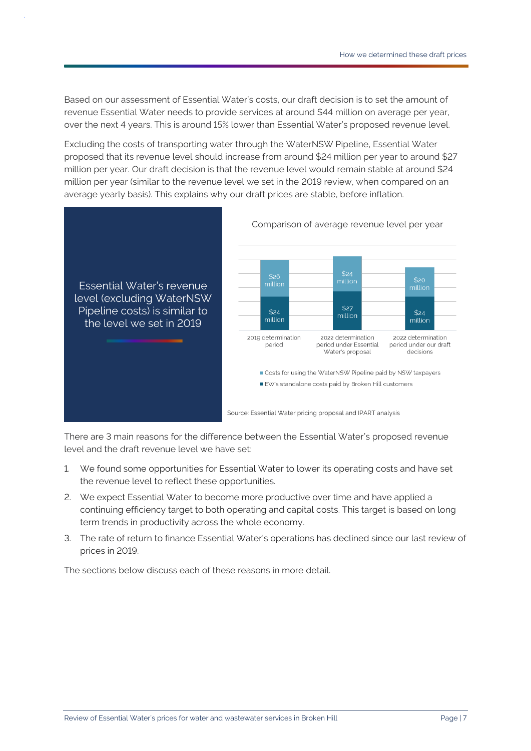Based on our assessment of Essential Water's costs, our draft decision is to set the amount of revenue Essential Water needs to provide services at around $44 million on average per year, over the next 4 years. This is around 15% lower than Essential Water's proposed revenue level.

Excluding the costs of transporting water through the WaterNSW Pipeline, Essential Water proposed that its revenue level should increase from around $24 million per year to around $27 million per year. Our draft decision is that the revenue level would remain stable at around $24 million per year (similar to the revenue level we set in the 2019 review, when compared on an average yearly basis). This explains why our draft prices are stable, before inflation.

Essential Water's revenue level (excluding WaterNSW Pipeline costs) is similar to the level we set in 2019

Comparison of average revenue level per year

| | 2019 determination period | 2022 determination period under Essential Water's proposal | 2022 determination period under our draft decisions |
|---|---|---|---|
| Costs for using the WaterNSW Pipeline paid by NSW taxpayers | $26 million | $24 million | $20 million |
| EW's standalone costs paid by Broken Hill customers | $24 million | $27 million | $24 million |

Source: Essential Water pricing proposal and IPART analysis

There are 3 main reasons for the difference between the Essential Water's proposed revenue level and the draft revenue level we have set:

1. We found some opportunities for Essential Water to lower its operating costs and have set the revenue level to reflect these opportunities.
2. We expect Essential Water to become more productive over time and have applied a continuing efficiency target to both operating and capital costs. This target is based on long term trends in productivity across the whole economy.
3. The rate of return to finance Essential Water's operations has declined since our last review of prices in 2019.

The sections below discuss each of these reasons in more detail.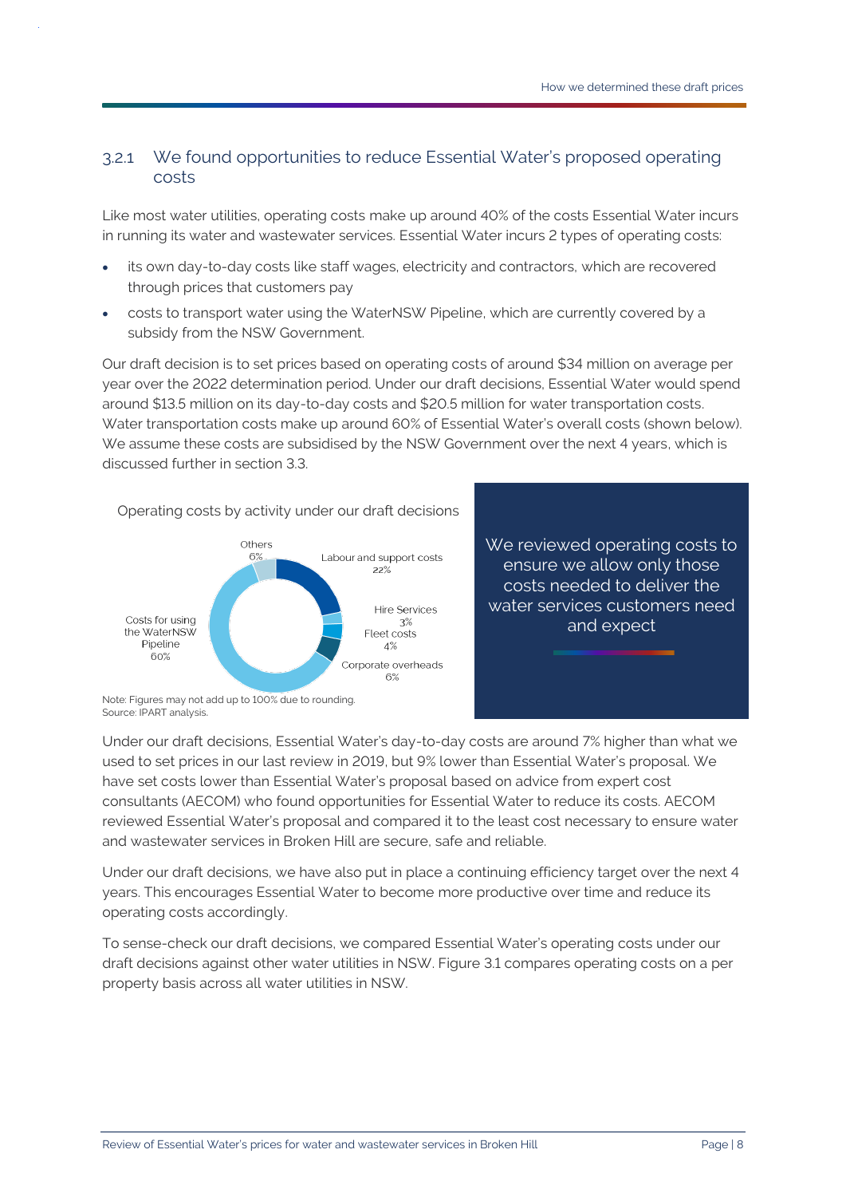### 3.2.1 We found opportunities to reduce Essential Water's proposed operating costs

Like most water utilities, operating costs make up around 40% of the costs Essential Water incurs in running its water and wastewater services. Essential Water incurs 2 types of operating costs:

- its own day-to-day costs like staff wages, electricity and contractors, which are recovered through prices that customers pay
- costs to transport water using the WaterNSW Pipeline, which are currently covered by a subsidy from the NSW Government.

Our draft decision is to set prices based on operating costs of around $34 million on average per year over the 2022 determination period. Under our draft decisions, Essential Water would spend around $13.5 million on its day-to-day costs and $20.5 million for water transportation costs. Water transportation costs make up around 60% of Essential Water's overall costs (shown below). We assume these costs are subsidised by the NSW Government over the next 4 years, which is discussed further in section 3.3.

Operating costs by activity under our draft decisions

| Activity | Share |
|---|---|
| Labour and support costs | 22% |
| Hire Services | 3% |
| Fleet costs | 4% |
| Corporate overheads | 6% |
| Costs for using the WaterNSW Pipeline | 60% |
| Others | 6% |

Note: Figures may not add up to 100% due to rounding.
Source: IPART analysis.

We reviewed operating costs to ensure we allow only those costs needed to deliver the water services customers need and expect

Under our draft decisions, Essential Water's day-to-day costs are around 7% higher than what we used to set prices in our last review in 2019, but 9% lower than Essential Water's proposal. We have set costs lower than Essential Water's proposal based on advice from expert cost consultants (AECOM) who found opportunities for Essential Water to reduce its costs. AECOM reviewed Essential Water's proposal and compared it to the least cost necessary to ensure water and wastewater services in Broken Hill are secure, safe and reliable.

Under our draft decisions, we have also put in place a continuing efficiency target over the next 4 years. This encourages Essential Water to become more productive over time and reduce its operating costs accordingly.

To sense-check our draft decisions, we compared Essential Water's operating costs under our draft decisions against other water utilities in NSW. Figure 3.1 compares operating costs on a per property basis across all water utilities in NSW.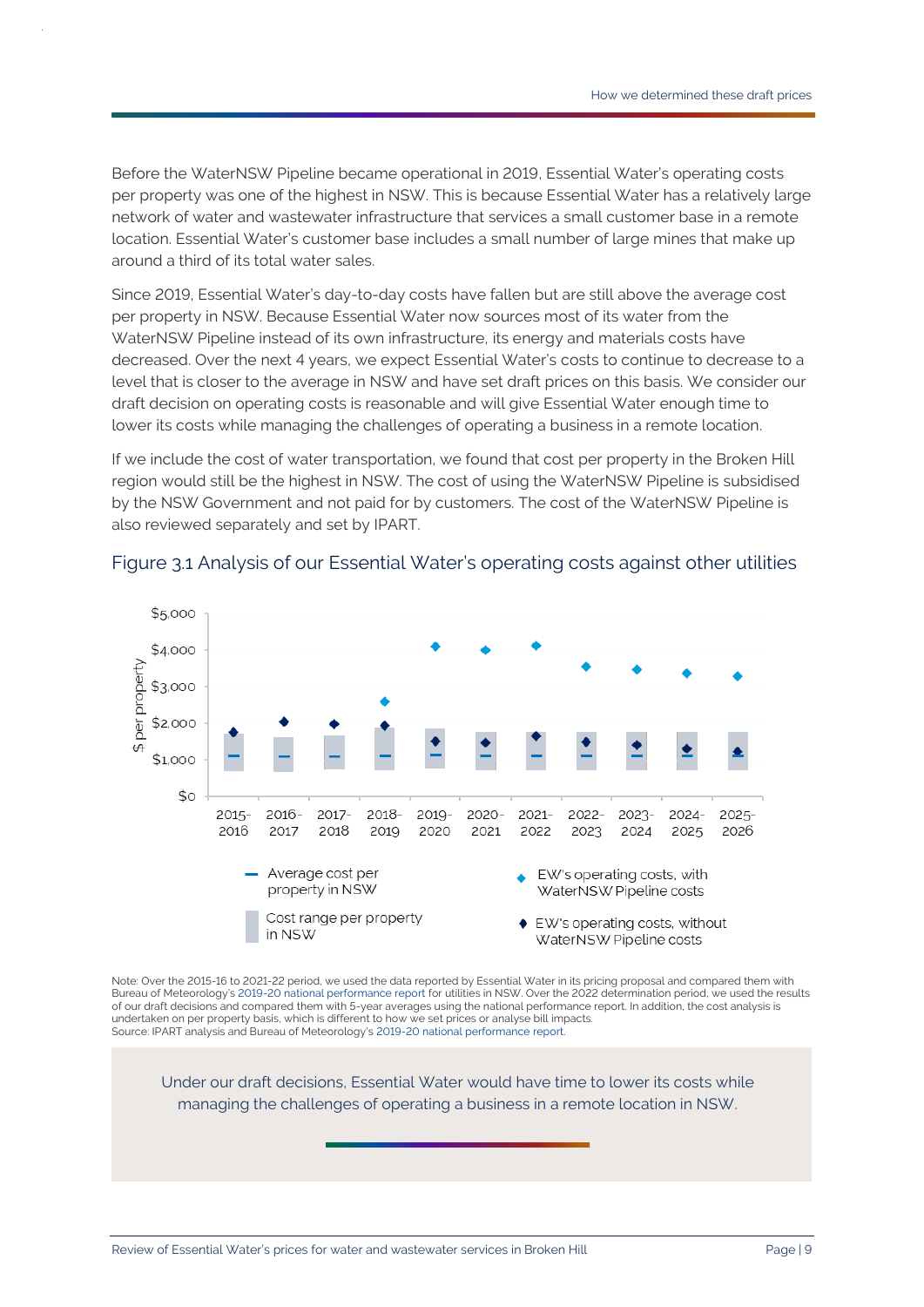Before the WaterNSW Pipeline became operational in 2019, Essential Water's operating costs per property was one of the highest in NSW. This is because Essential Water has a relatively large network of water and wastewater infrastructure that services a small customer base in a remote location. Essential Water's customer base includes a small number of large mines that make up around a third of its total water sales.

Since 2019, Essential Water's day-to-day costs have fallen but are still above the average cost per property in NSW. Because Essential Water now sources most of its water from the WaterNSW Pipeline instead of its own infrastructure, its energy and materials costs have decreased. Over the next 4 years, we expect Essential Water's costs to continue to decrease to a level that is closer to the average in NSW and have set draft prices on this basis. We consider our draft decision on operating costs is reasonable and will give Essential Water enough time to lower its costs while managing the challenges of operating a business in a remote location.

If we include the cost of water transportation, we found that cost per property in the Broken Hill region would still be the highest in NSW. The cost of using the WaterNSW Pipeline is subsidised by the NSW Government and not paid for by customers. The cost of the WaterNSW Pipeline is also reviewed separately and set by IPART.

## Figure 3.1 Analysis of our Essential Water's operating costs against other utilities

Note: Over the 2015-16 to 2021-22 period, we used the data reported by Essential Water in its pricing proposal and compared them with Bureau of Meteorology's 2019-20 national performance report for utilities in NSW. Over the 2022 determination period, we used the results of our draft decisions and compared them with 5-year averages using the national performance report. In addition, the cost analysis is undertaken on per property basis, which is different to how we set prices or analyse bill impacts.
Source: IPART analysis and Bureau of Meteorology's 2019-20 national performance report.

> Under our draft decisions, Essential Water would have time to lower its costs while managing the challenges of operating a business in a remote location in NSW.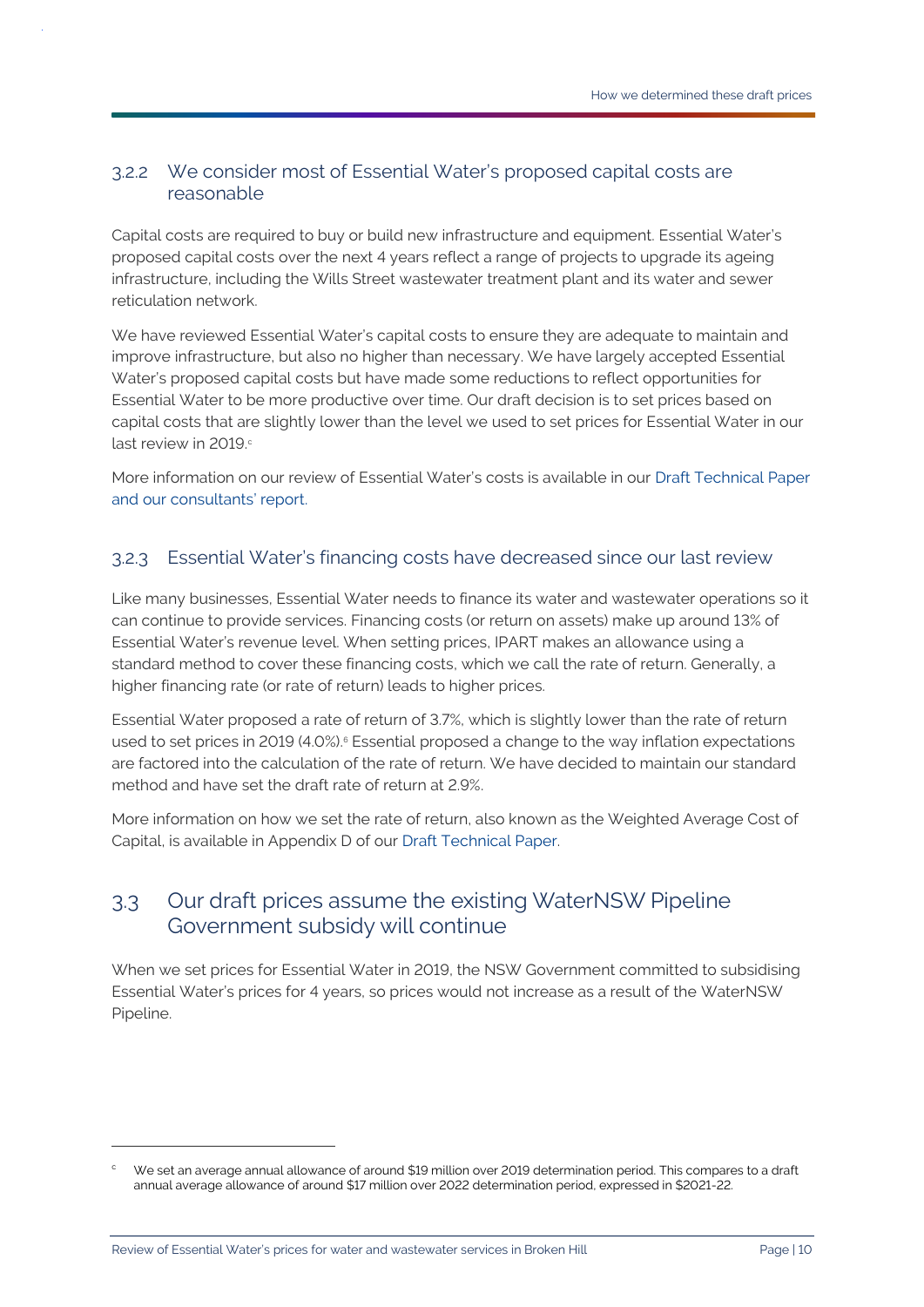### 3.2.2 We consider most of Essential Water's proposed capital costs are reasonable

Capital costs are required to buy or build new infrastructure and equipment. Essential Water's proposed capital costs over the next 4 years reflect a range of projects to upgrade its ageing infrastructure, including the Wills Street wastewater treatment plant and its water and sewer reticulation network.

We have reviewed Essential Water's capital costs to ensure they are adequate to maintain and improve infrastructure, but also no higher than necessary. We have largely accepted Essential Water's proposed capital costs but have made some reductions to reflect opportunities for Essential Water to be more productive over time. Our draft decision is to set prices based on capital costs that are slightly lower than the level we used to set prices for Essential Water in our last review in 2019.[c]

More information on our review of Essential Water's costs is available in our Draft Technical Paper and our consultants' report.

### 3.2.3 Essential Water's financing costs have decreased since our last review

Like many businesses, Essential Water needs to finance its water and wastewater operations so it can continue to provide services. Financing costs (or return on assets) make up around 13% of Essential Water's revenue level. When setting prices, IPART makes an allowance using a standard method to cover these financing costs, which we call the rate of return. Generally, a higher financing rate (or rate of return) leads to higher prices.

Essential Water proposed a rate of return of 3.7%, which is slightly lower than the rate of return used to set prices in 2019 (4.0%).[6] Essential proposed a change to the way inflation expectations are factored into the calculation of the rate of return. We have decided to maintain our standard method and have set the draft rate of return at 2.9%.

More information on how we set the rate of return, also known as the Weighted Average Cost of Capital, is available in Appendix D of our Draft Technical Paper.

## 3.3 Our draft prices assume the existing WaterNSW Pipeline Government subsidy will continue

When we set prices for Essential Water in 2019, the NSW Government committed to subsidising Essential Water's prices for 4 years, so prices would not increase as a result of the WaterNSW Pipeline.

---

[c] We set an average annual allowance of around $19 million over 2019 determination period. This compares to a draft annual average allowance of around $17 million over 2022 determination period, expressed in $2021-22.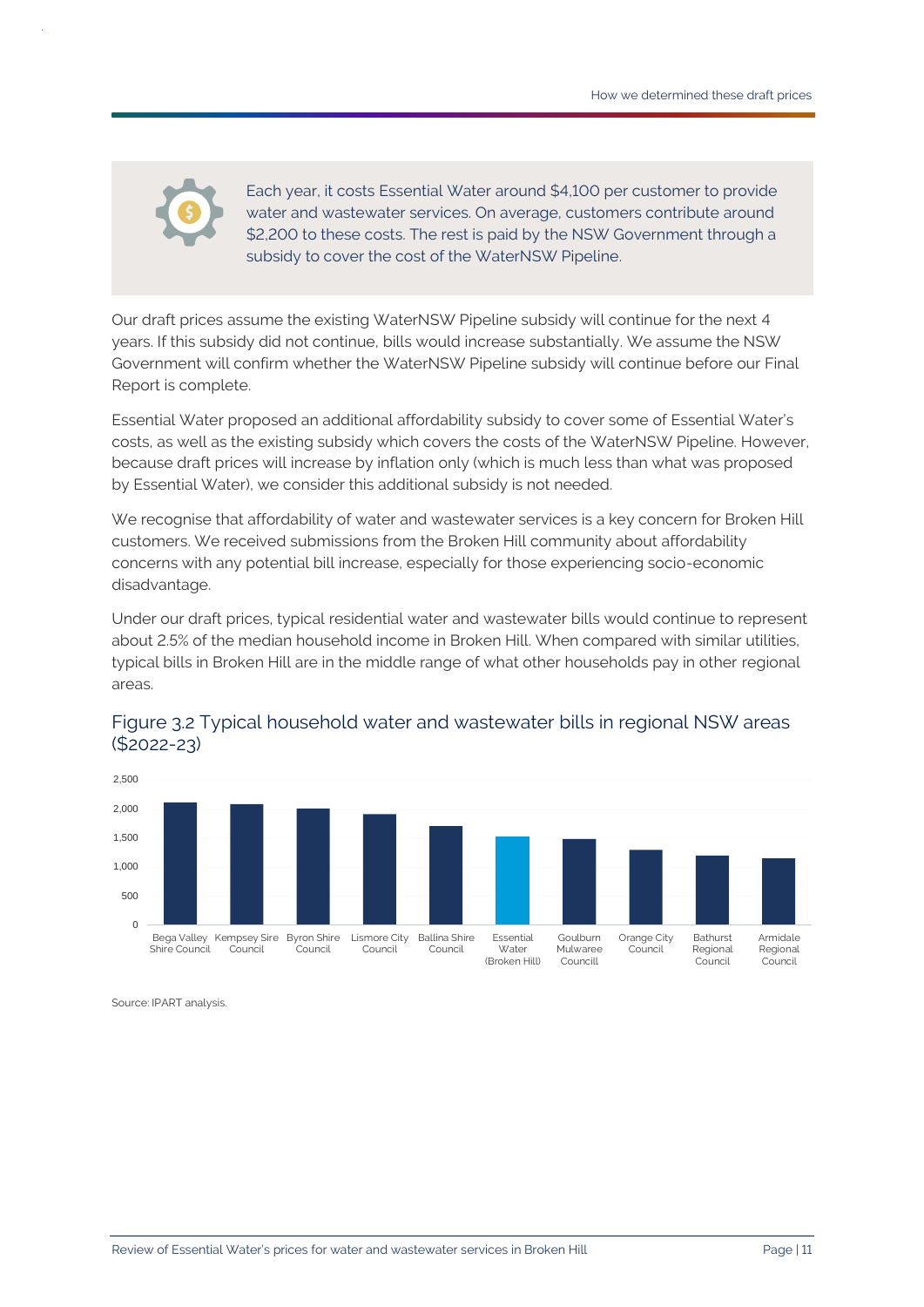Each year, it costs Essential Water around $4,100 per customer to provide water and wastewater services. On average, customers contribute around $2,200 to these costs. The rest is paid by the NSW Government through a subsidy to cover the cost of the WaterNSW Pipeline.

Our draft prices assume the existing WaterNSW Pipeline subsidy will continue for the next 4 years. If this subsidy did not continue, bills would increase substantially. We assume the NSW Government will confirm whether the WaterNSW Pipeline subsidy will continue before our Final Report is complete.

Essential Water proposed an additional affordability subsidy to cover some of Essential Water's costs, as well as the existing subsidy which covers the costs of the WaterNSW Pipeline. However, because draft prices will increase by inflation only (which is much less than what was proposed by Essential Water), we consider this additional subsidy is not needed.

We recognise that affordability of water and wastewater services is a key concern for Broken Hill customers. We received submissions from the Broken Hill community about affordability concerns with any potential bill increase, especially for those experiencing socio-economic disadvantage.

Under our draft prices, typical residential water and wastewater bills would continue to represent about 2.5% of the median household income in Broken Hill. When compared with similar utilities, typical bills in Broken Hill are in the middle range of what other households pay in other regional areas.

## Figure 3.2 Typical household water and wastewater bills in regional NSW areas ($2022-23)

| Utility | Typical bill (approx., $2022-23) |
|---|---|
| Bega Valley Shire Council | 2,100 |
| Kempsey Sire Council | 2,070 |
| Byron Shire Council | 2,000 |
| Lismore City Council | 1,900 |
| Ballina Shire Council | 1,700 |
| Essential Water (Broken Hill) | 1,520 |
| Goulburn Mulwaree Councill | 1,480 |
| Orange City Council | 1,280 |
| Bathurst Regional Council | 1,190 |
| Armidale Regional Council | 1,140 |

Source: IPART analysis.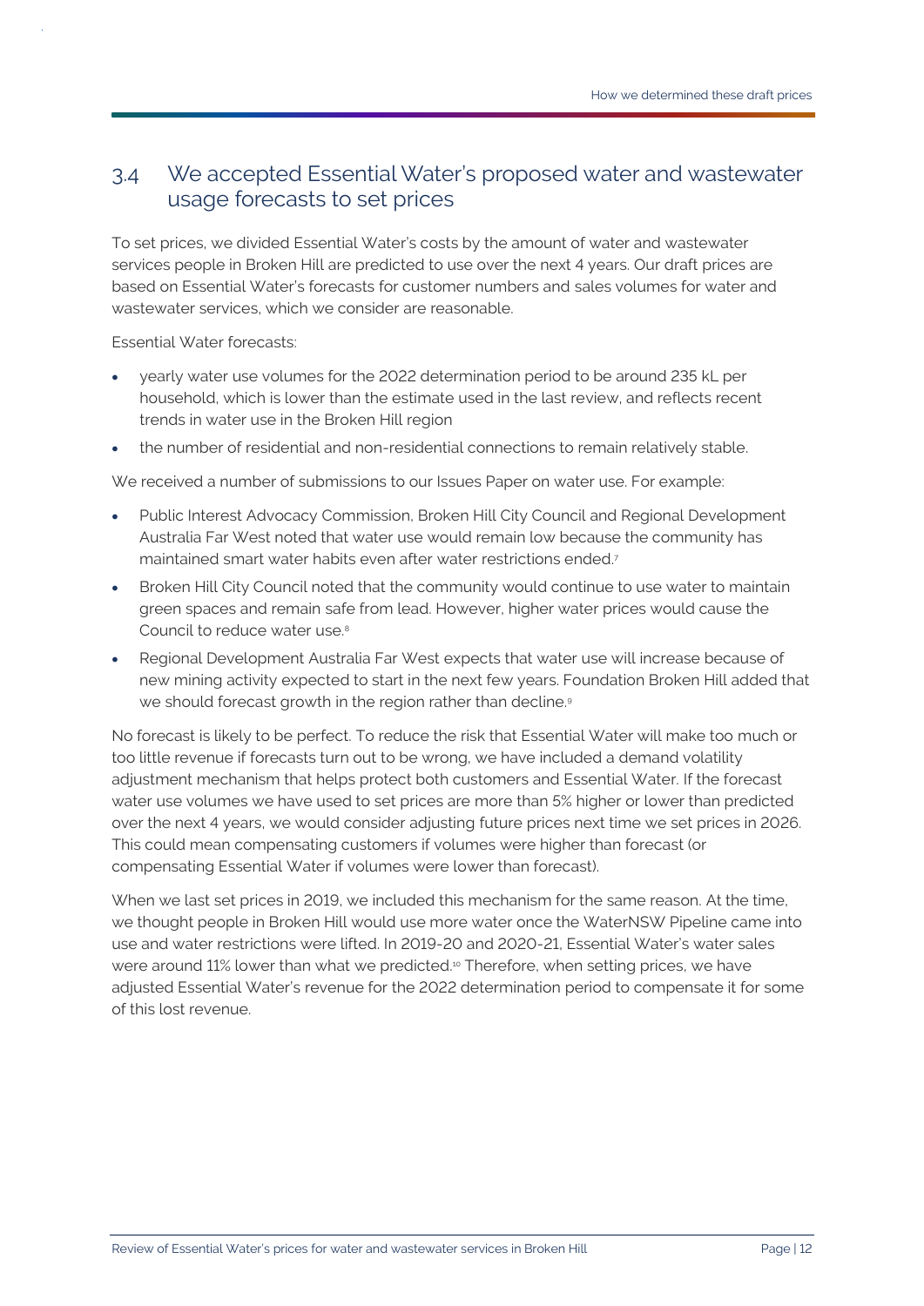## 3.4 We accepted Essential Water's proposed water and wastewater usage forecasts to set prices

To set prices, we divided Essential Water's costs by the amount of water and wastewater services people in Broken Hill are predicted to use over the next 4 years. Our draft prices are based on Essential Water's forecasts for customer numbers and sales volumes for water and wastewater services, which we consider are reasonable.

Essential Water forecasts:

- yearly water use volumes for the 2022 determination period to be around 235 kL per household, which is lower than the estimate used in the last review, and reflects recent trends in water use in the Broken Hill region
- the number of residential and non-residential connections to remain relatively stable.

We received a number of submissions to our Issues Paper on water use. For example:

- Public Interest Advocacy Commission, Broken Hill City Council and Regional Development Australia Far West noted that water use would remain low because the community has maintained smart water habits even after water restrictions ended.[7]
- Broken Hill City Council noted that the community would continue to use water to maintain green spaces and remain safe from lead. However, higher water prices would cause the Council to reduce water use.[8]
- Regional Development Australia Far West expects that water use will increase because of new mining activity expected to start in the next few years. Foundation Broken Hill added that we should forecast growth in the region rather than decline.[9]

No forecast is likely to be perfect. To reduce the risk that Essential Water will make too much or too little revenue if forecasts turn out to be wrong, we have included a demand volatility adjustment mechanism that helps protect both customers and Essential Water. If the forecast water use volumes we have used to set prices are more than 5% higher or lower than predicted over the next 4 years, we would consider adjusting future prices next time we set prices in 2026. This could mean compensating customers if volumes were higher than forecast (or compensating Essential Water if volumes were lower than forecast).

When we last set prices in 2019, we included this mechanism for the same reason. At the time, we thought people in Broken Hill would use more water once the WaterNSW Pipeline came into use and water restrictions were lifted. In 2019-20 and 2020-21, Essential Water's water sales were around 11% lower than what we predicted.[10] Therefore, when setting prices, we have adjusted Essential Water's revenue for the 2022 determination period to compensate it for some of this lost revenue.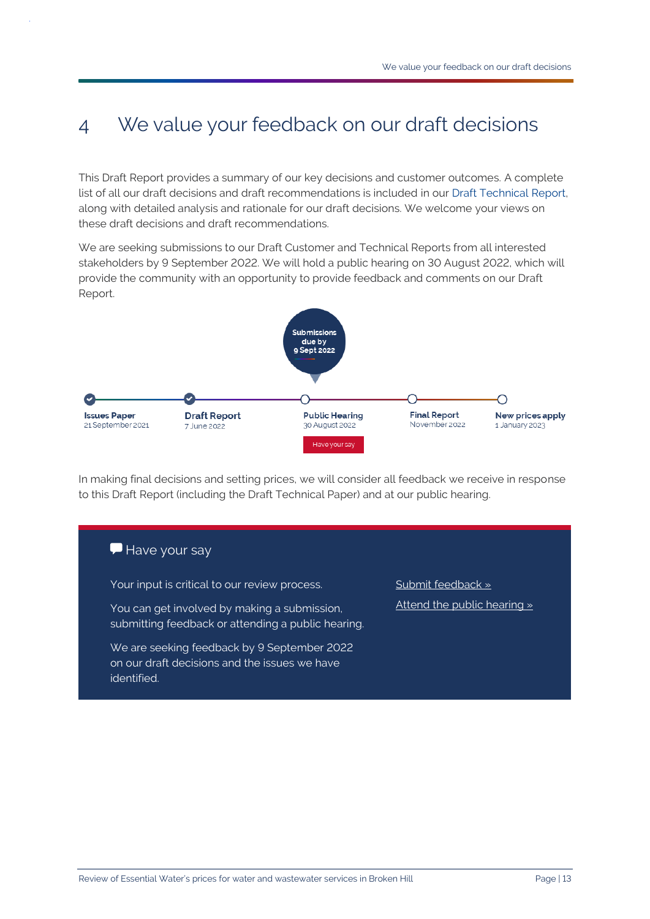# 4 We value your feedback on our draft decisions

This Draft Report provides a summary of our key decisions and customer outcomes. A complete list of all our draft decisions and draft recommendations is included in our Draft Technical Report, along with detailed analysis and rationale for our draft decisions. We welcome your views on these draft decisions and draft recommendations.

We are seeking submissions to our Draft Customer and Technical Reports from all interested stakeholders by 9 September 2022. We will hold a public hearing on 30 August 2022, which will provide the community with an opportunity to provide feedback and comments on our Draft Report.

Submissions due by 9 Sept 2022

- **Issues Paper** 21 September 2021
- **Draft Report** 7 June 2022
- **Public Hearing** 30 August 2022 — Have your say
- **Final Report** November 2022
- **New prices apply** 1 January 2023

In making final decisions and setting prices, we will consider all feedback we receive in response to this Draft Report (including the Draft Technical Paper) and at our public hearing.

## Have your say

Your input is critical to our review process.

You can get involved by making a submission, submitting feedback or attending a public hearing.

We are seeking feedback by 9 September 2022 on our draft decisions and the issues we have identified.

Submit feedback »

Attend the public hearing »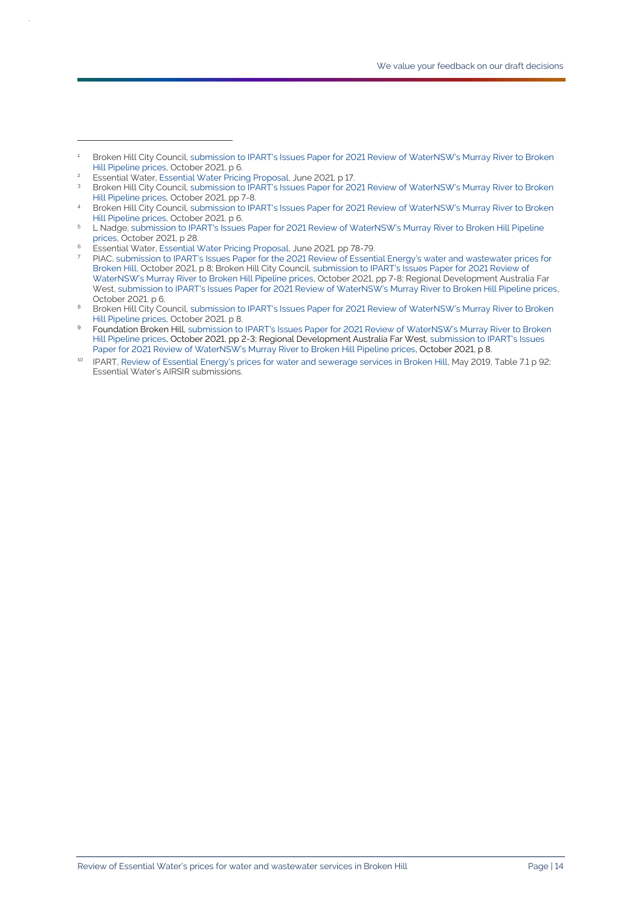[1] Broken Hill City Council, submission to IPART's Issues Paper for 2021 Review of WaterNSW's Murray River to Broken Hill Pipeline prices, October 2021, p 6.

[2] Essential Water, Essential Water Pricing Proposal, June 2021, p 17.

[3] Broken Hill City Council, submission to IPART's Issues Paper for 2021 Review of WaterNSW's Murray River to Broken Hill Pipeline prices, October 2021, pp 7-8.

[4] Broken Hill City Council, submission to IPART's Issues Paper for 2021 Review of WaterNSW's Murray River to Broken Hill Pipeline prices, October 2021, p 6.

[5] L Nadge, submission to IPART's Issues Paper for 2021 Review of WaterNSW's Murray River to Broken Hill Pipeline prices, October 2021, p 28.

[6] Essential Water, Essential Water Pricing Proposal, June 2021, pp 78-79.

[7] PIAC, submission to IPART's Issues Paper for the 2021 Review of Essential Energy's water and wastewater prices for Broken Hill, October 2021, p 8; Broken Hill City Council, submission to IPART's Issues Paper for 2021 Review of WaterNSW's Murray River to Broken Hill Pipeline prices, October 2021, pp 7-8; Regional Development Australia Far West, submission to IPART's Issues Paper for 2021 Review of WaterNSW's Murray River to Broken Hill Pipeline prices, October 2021, p 6.

[8] Broken Hill City Council, submission to IPART's Issues Paper for 2021 Review of WaterNSW's Murray River to Broken Hill Pipeline prices, October 2021, p 8.

[9] Foundation Broken Hill, submission to IPART's Issues Paper for 2021 Review of WaterNSW's Murray River to Broken Hill Pipeline prices, October 2021, pp 2-3; Regional Development Australia Far West, submission to IPART's Issues Paper for 2021 Review of WaterNSW's Murray River to Broken Hill Pipeline prices, October 2021, p 8.

[10] IPART, Review of Essential Energy's prices for water and sewerage services in Broken Hill, May 2019, Table 7.1 p 92; Essential Water's AIRSIR submissions.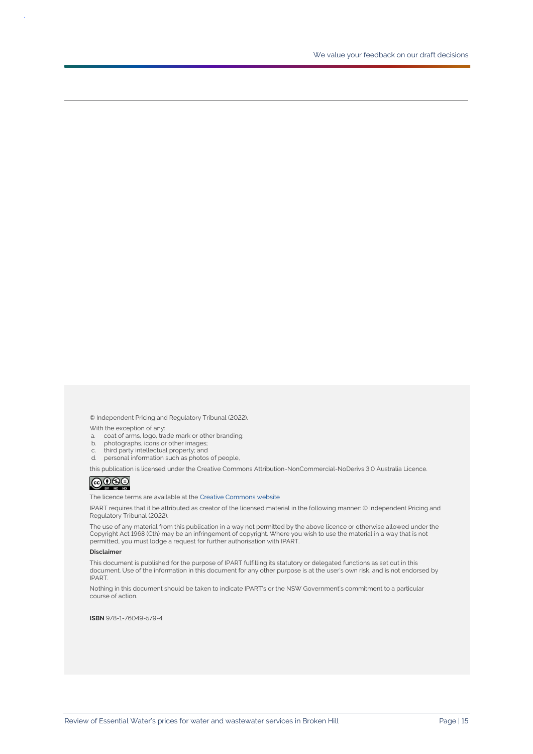© Independent Pricing and Regulatory Tribunal (2022).

With the exception of any:

a. coat of arms, logo, trade mark or other branding;
b. photographs, icons or other images;
c. third party intellectual property; and
d. personal information such as photos of people,

this publication is licensed under the Creative Commons Attribution-NonCommercial-NoDerivs 3.0 Australia Licence.

The licence terms are available at the Creative Commons website

IPART requires that it be attributed as creator of the licensed material in the following manner: © Independent Pricing and Regulatory Tribunal (2022).

The use of any material from this publication in a way not permitted by the above licence or otherwise allowed under the Copyright Act 1968 (Cth) may be an infringement of copyright. Where you wish to use the material in a way that is not permitted, you must lodge a request for further authorisation with IPART.

**Disclaimer**

This document is published for the purpose of IPART fulfilling its statutory or delegated functions as set out in this document. Use of the information in this document for any other purpose is at the user's own risk, and is not endorsed by IPART.

Nothing in this document should be taken to indicate IPART's or the NSW Government's commitment to a particular course of action.

**ISBN** 978-1-76049-579-4